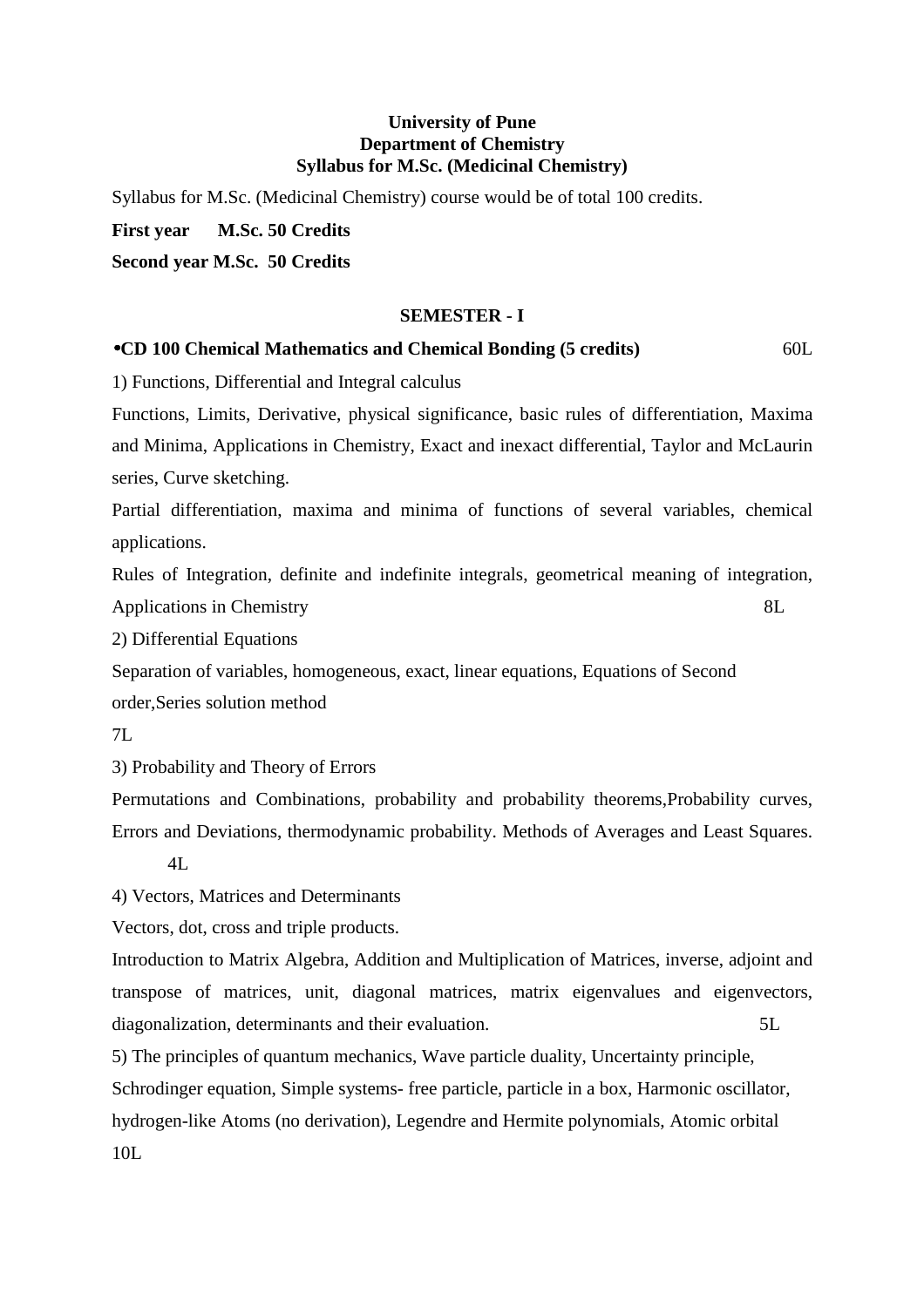**University of Pune**
**Department of Chemistry**
**Syllabus for M.Sc. (Medicinal Chemistry)**

Syllabus for M.Sc. (Medicinal Chemistry) course would be of total 100 credits.

**First year M.Sc. 50 Credits**

**Second year M.Sc. 50 Credits**

## SEMESTER - I

- **CD 100 Chemical Mathematics and Chemical Bonding (5 credits)** 60L

1) Functions, Differential and Integral calculus

Functions, Limits, Derivative, physical significance, basic rules of differentiation, Maxima and Minima, Applications in Chemistry, Exact and inexact differential, Taylor and McLaurin series, Curve sketching.

Partial differentiation, maxima and minima of functions of several variables, chemical applications.

Rules of Integration, definite and indefinite integrals, geometrical meaning of integration, Applications in Chemistry 8L

2) Differential Equations

Separation of variables, homogeneous, exact, linear equations, Equations of Second order,Series solution method

7L

3) Probability and Theory of Errors

Permutations and Combinations, probability and probability theorems,Probability curves, Errors and Deviations, thermodynamic probability. Methods of Averages and Least Squares.
4L

4) Vectors, Matrices and Determinants

Vectors, dot, cross and triple products.

Introduction to Matrix Algebra, Addition and Multiplication of Matrices, inverse, adjoint and transpose of matrices, unit, diagonal matrices, matrix eigenvalues and eigenvectors, diagonalization, determinants and their evaluation. 5L

5) The principles of quantum mechanics, Wave particle duality, Uncertainty principle, Schrodinger equation, Simple systems- free particle, particle in a box, Harmonic oscillator, hydrogen-like Atoms (no derivation), Legendre and Hermite polynomials, Atomic orbital
10L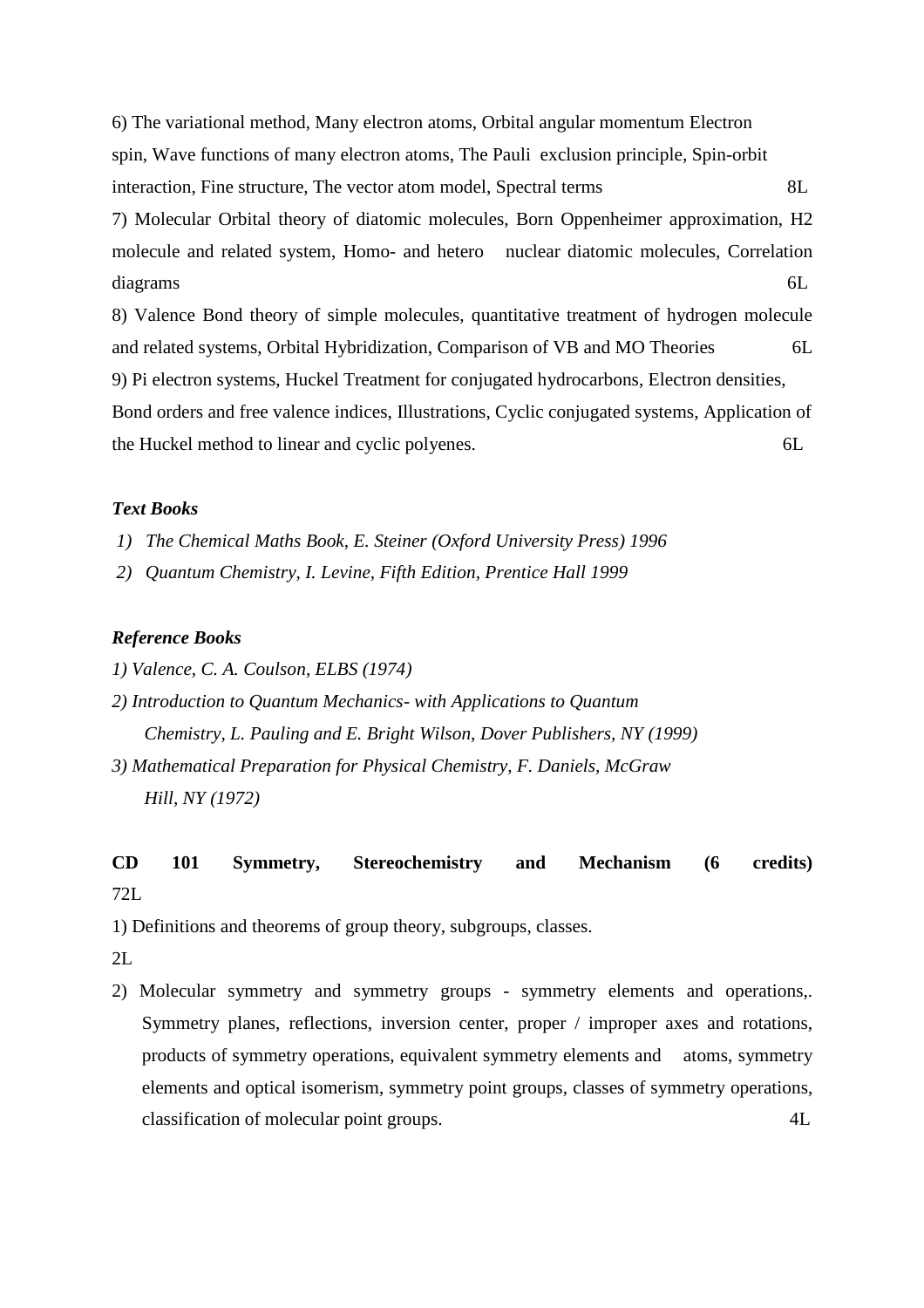6) The variational method, Many electron atoms, Orbital angular momentum Electron spin, Wave functions of many electron atoms, The Pauli exclusion principle, Spin-orbit interaction, Fine structure, The vector atom model, Spectral terms 8L

7) Molecular Orbital theory of diatomic molecules, Born Oppenheimer approximation, H2 molecule and related system, Homo- and hetero nuclear diatomic molecules, Correlation diagrams 6L

8) Valence Bond theory of simple molecules, quantitative treatment of hydrogen molecule and related systems, Orbital Hybridization, Comparison of VB and MO Theories 6L

9) Pi electron systems, Huckel Treatment for conjugated hydrocarbons, Electron densities, Bond orders and free valence indices, Illustrations, Cyclic conjugated systems, Application of the Huckel method to linear and cyclic polyenes. 6L

***Text Books***

1) *The Chemical Maths Book, E. Steiner (Oxford University Press) 1996*
2) *Quantum Chemistry, I. Levine, Fifth Edition, Prentice Hall 1999*

***Reference Books***

1) *Valence, C. A. Coulson, ELBS (1974)*
2) *Introduction to Quantum Mechanics- with Applications to Quantum Chemistry, L. Pauling and E. Bright Wilson, Dover Publishers, NY (1999)*
3) *Mathematical Preparation for Physical Chemistry, F. Daniels, McGraw Hill, NY (1972)*

**CD 101 Symmetry, Stereochemistry and Mechanism (6 credits)** 72L

1) Definitions and theorems of group theory, subgroups, classes. 2L

2) Molecular symmetry and symmetry groups - symmetry elements and operations,. Symmetry planes, reflections, inversion center, proper / improper axes and rotations, products of symmetry operations, equivalent symmetry elements and atoms, symmetry elements and optical isomerism, symmetry point groups, classes of symmetry operations, classification of molecular point groups. 4L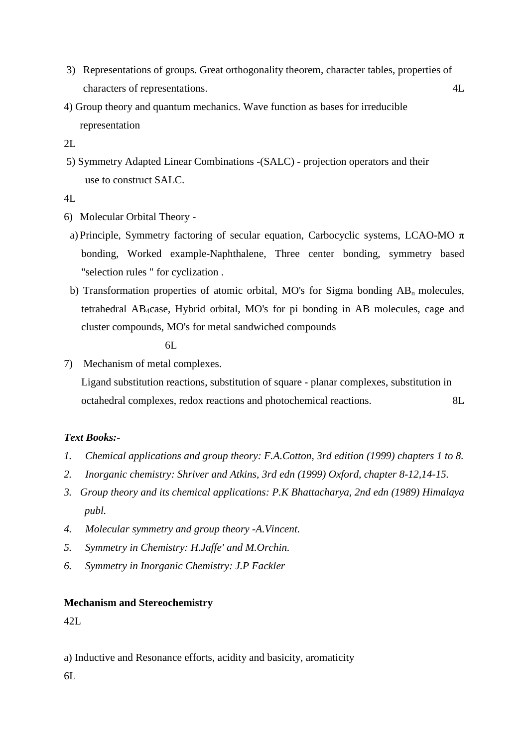3) Representations of groups. Great orthogonality theorem, character tables, properties of characters of representations. 4L

4) Group theory and quantum mechanics. Wave function as bases for irreducible representation

2L

5) Symmetry Adapted Linear Combinations -(SALC) - projection operators and their use to construct SALC.

4L

6) Molecular Orbital Theory -

a) Principle, Symmetry factoring of secular equation, Carbocyclic systems, LCAO-MO $\pi$ bonding, Worked example-Naphthalene, Three center bonding, symmetry based "selection rules " for cyclization .

b) Transformation properties of atomic orbital, MO's for Sigma bonding $AB_n$ molecules, tetrahedral $AB_4$case, Hybrid orbital, MO's for pi bonding in AB molecules, cage and cluster compounds, MO's for metal sandwiched compounds

6L

7) Mechanism of metal complexes.

Ligand substitution reactions, substitution of square - planar complexes, substitution in octahedral complexes, redox reactions and photochemical reactions. 8L

***Text Books:-***

1. *Chemical applications and group theory: F.A.Cotton, 3rd edition (1999) chapters 1 to 8.*
2. *Inorganic chemistry: Shriver and Atkins, 3rd edn (1999) Oxford, chapter 8-12,14-15.*
3. *Group theory and its chemical applications: P.K Bhattacharya, 2nd edn (1989) Himalaya publ.*
4. *Molecular symmetry and group theory -A.Vincent.*
5. *Symmetry in Chemistry: H.Jaffe' and M.Orchin.*
6. *Symmetry in Inorganic Chemistry: J.P Fackler*

**Mechanism and Stereochemistry**

42L

a) Inductive and Resonance efforts, acidity and basicity, aromaticity

6L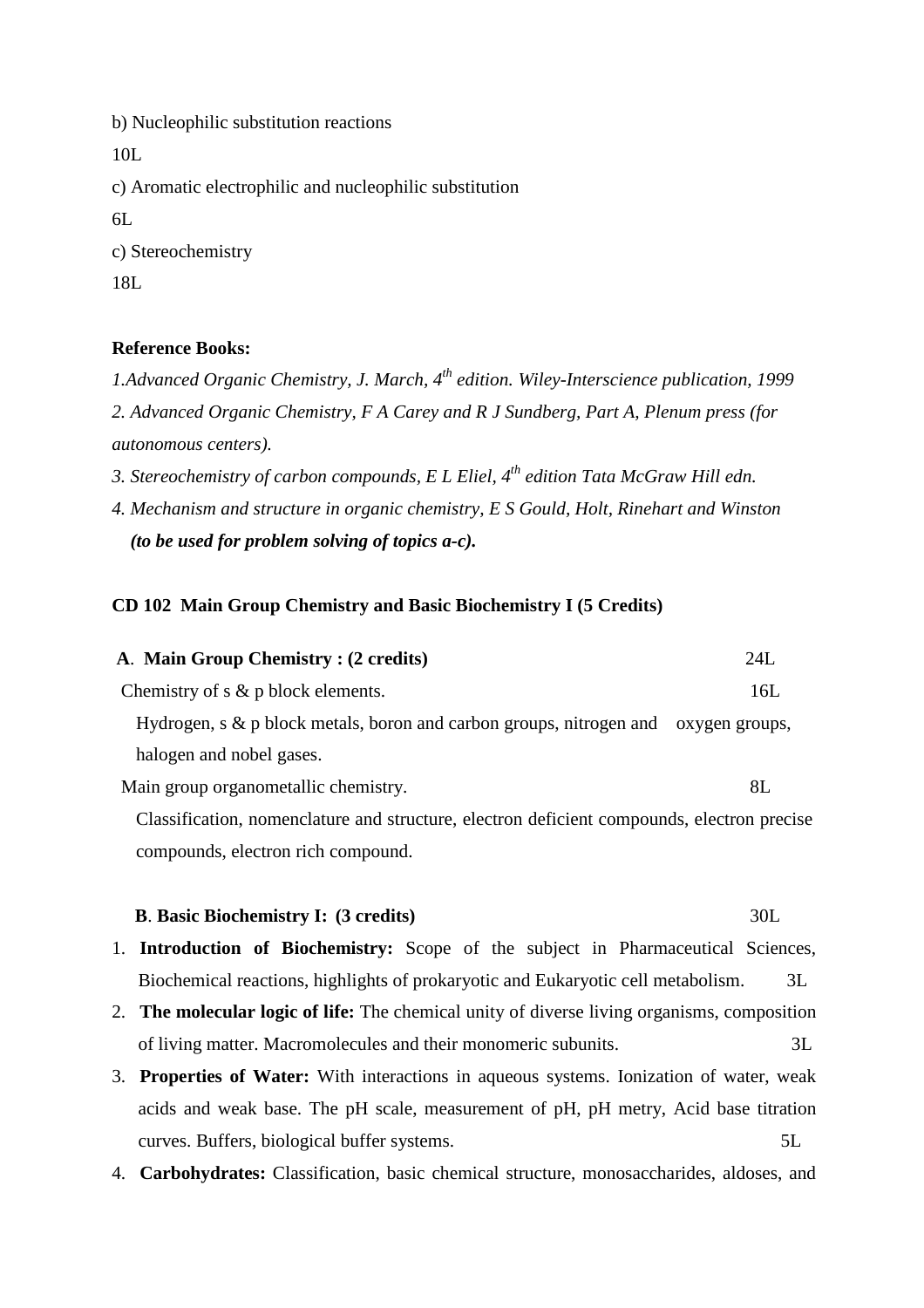b) Nucleophilic substitution reactions

10L

c) Aromatic electrophilic and nucleophilic substitution

6L

c) Stereochemistry

18L

**Reference Books:**

*1.Advanced Organic Chemistry, J. March, 4th edition. Wiley-Interscience publication, 1999*

*2. Advanced Organic Chemistry, F A Carey and R J Sundberg, Part A, Plenum press (for autonomous centers).*

*3. Stereochemistry of carbon compounds, E L Eliel, 4th edition Tata McGraw Hill edn.*

*4. Mechanism and structure in organic chemistry, E S Gould, Holt, Rinehart and Winston* ***(to be used for problem solving of topics a-c).***

**CD 102 Main Group Chemistry and Basic Biochemistry I (5 Credits)**

**A. Main Group Chemistry : (2 credits)** 24L

Chemistry of s & p block elements. 16L

Hydrogen, s & p block metals, boron and carbon groups, nitrogen and oxygen groups, halogen and nobel gases.

Main group organometallic chemistry. 8L

Classification, nomenclature and structure, electron deficient compounds, electron precise compounds, electron rich compound.

**B. Basic Biochemistry I: (3 credits)** 30L

1. **Introduction of Biochemistry:** Scope of the subject in Pharmaceutical Sciences, Biochemical reactions, highlights of prokaryotic and Eukaryotic cell metabolism. 3L
2. **The molecular logic of life:** The chemical unity of diverse living organisms, composition of living matter. Macromolecules and their monomeric subunits. 3L
3. **Properties of Water:** With interactions in aqueous systems. Ionization of water, weak acids and weak base. The pH scale, measurement of pH, pH metry, Acid base titration curves. Buffers, biological buffer systems. 5L
4. **Carbohydrates:** Classification, basic chemical structure, monosaccharides, aldoses, and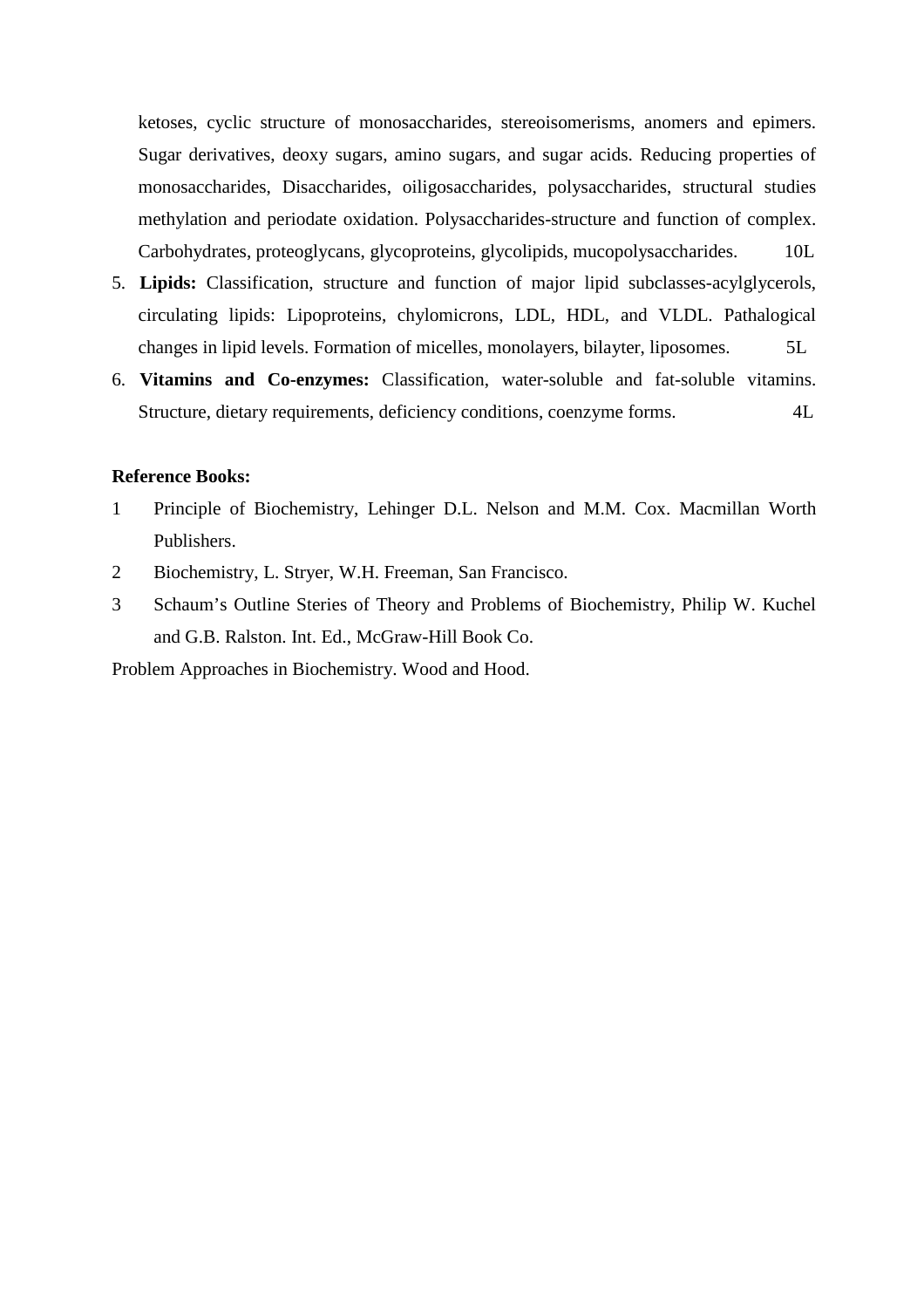ketoses, cyclic structure of monosaccharides, stereoisomerisms, anomers and epimers. Sugar derivatives, deoxy sugars, amino sugars, and sugar acids. Reducing properties of monosaccharides, Disaccharides, oiligosaccharides, polysaccharides, structural studies methylation and periodate oxidation. Polysaccharides-structure and function of complex. Carbohydrates, proteoglycans, glycoproteins, glycolipids, mucopolysaccharides. 10L

5. **Lipids:** Classification, structure and function of major lipid subclasses-acylglycerols, circulating lipids: Lipoproteins, chylomicrons, LDL, HDL, and VLDL. Pathalogical changes in lipid levels. Formation of micelles, monolayers, bilayter, liposomes. 5L
6. **Vitamins and Co-enzymes:** Classification, water-soluble and fat-soluble vitamins. Structure, dietary requirements, deficiency conditions, coenzyme forms. 4L

**Reference Books:**

1. Principle of Biochemistry, Lehinger D.L. Nelson and M.M. Cox. Macmillan Worth Publishers.
2. Biochemistry, L. Stryer, W.H. Freeman, San Francisco.
3. Schaum's Outline Steries of Theory and Problems of Biochemistry, Philip W. Kuchel and G.B. Ralston. Int. Ed., McGraw-Hill Book Co.

Problem Approaches in Biochemistry. Wood and Hood.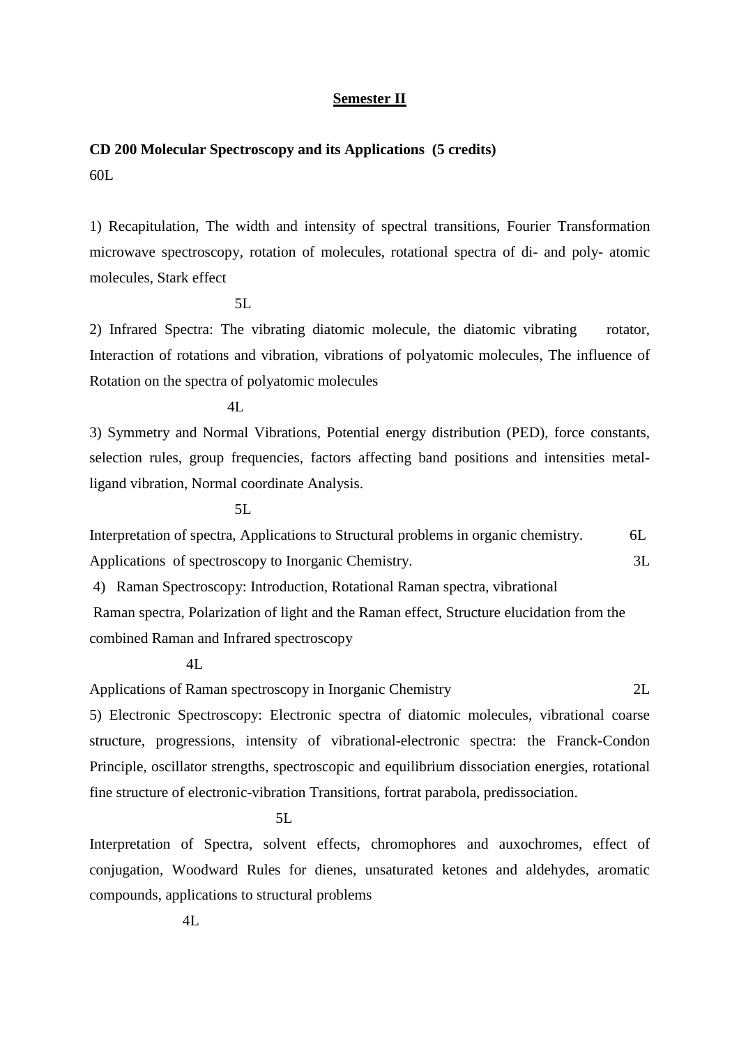## Semester II

**CD 200 Molecular Spectroscopy and its Applications (5 credits)**

60L

1) Recapitulation, The width and intensity of spectral transitions, Fourier Transformation microwave spectroscopy, rotation of molecules, rotational spectra of di- and poly- atomic molecules, Stark effect

5L

2) Infrared Spectra: The vibrating diatomic molecule, the diatomic vibrating rotator, Interaction of rotations and vibration, vibrations of polyatomic molecules, The influence of Rotation on the spectra of polyatomic molecules

4L

3) Symmetry and Normal Vibrations, Potential energy distribution (PED), force constants, selection rules, group frequencies, factors affecting band positions and intensities metal-ligand vibration, Normal coordinate Analysis.

5L

Interpretation of spectra, Applications to Structural problems in organic chemistry. 6L

Applications of spectroscopy to Inorganic Chemistry. 3L

4) Raman Spectroscopy: Introduction, Rotational Raman spectra, vibrational Raman spectra, Polarization of light and the Raman effect, Structure elucidation from the combined Raman and Infrared spectroscopy

4L

Applications of Raman spectroscopy in Inorganic Chemistry 2L

5) Electronic Spectroscopy: Electronic spectra of diatomic molecules, vibrational coarse structure, progressions, intensity of vibrational-electronic spectra: the Franck-Condon Principle, oscillator strengths, spectroscopic and equilibrium dissociation energies, rotational fine structure of electronic-vibration Transitions, fortrat parabola, predissociation.

5L

Interpretation of Spectra, solvent effects, chromophores and auxochromes, effect of conjugation, Woodward Rules for dienes, unsaturated ketones and aldehydes, aromatic compounds, applications to structural problems

4L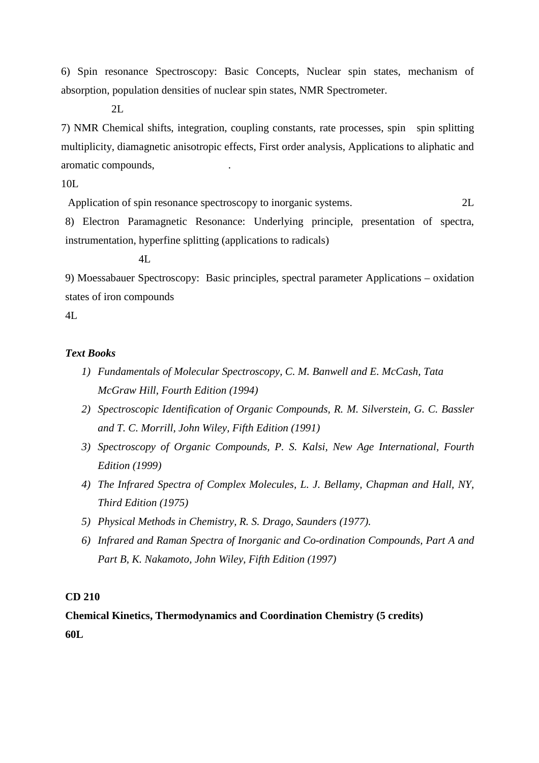6) Spin resonance Spectroscopy: Basic Concepts, Nuclear spin states, mechanism of absorption, population densities of nuclear spin states, NMR Spectrometer.

2L

7) NMR Chemical shifts, integration, coupling constants, rate processes, spin spin splitting multiplicity, diamagnetic anisotropic effects, First order analysis, Applications to aliphatic and aromatic compounds, .

10L

Application of spin resonance spectroscopy to inorganic systems. 2L

8) Electron Paramagnetic Resonance: Underlying principle, presentation of spectra, instrumentation, hyperfine splitting (applications to radicals)

4L

9) Moessabauer Spectroscopy: Basic principles, spectral parameter Applications – oxidation states of iron compounds

4L

***Text Books***

1) *Fundamentals of Molecular Spectroscopy, C. M. Banwell and E. McCash, Tata McGraw Hill, Fourth Edition (1994)*
2) *Spectroscopic Identification of Organic Compounds, R. M. Silverstein, G. C. Bassler and T. C. Morrill, John Wiley, Fifth Edition (1991)*
3) *Spectroscopy of Organic Compounds, P. S. Kalsi, New Age International, Fourth Edition (1999)*
4) *The Infrared Spectra of Complex Molecules, L. J. Bellamy, Chapman and Hall, NY, Third Edition (1975)*
5) *Physical Methods in Chemistry, R. S. Drago, Saunders (1977).*
6) *Infrared and Raman Spectra of Inorganic and Co-ordination Compounds, Part A and Part B, K. Nakamoto, John Wiley, Fifth Edition (1997)*

**CD 210**

**Chemical Kinetics, Thermodynamics and Coordination Chemistry (5 credits)**

**60L**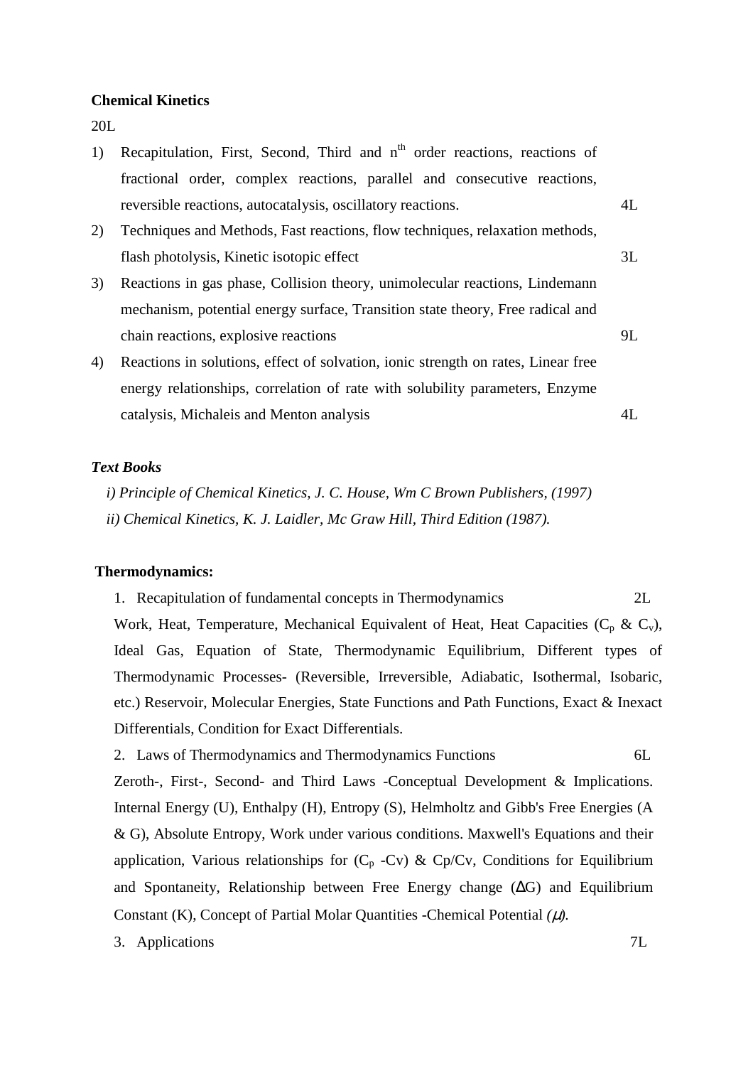**Chemical Kinetics**

20L

1) Recapitulation, First, Second, Third and $n^{th}$ order reactions, reactions of fractional order, complex reactions, parallel and consecutive reactions, reversible reactions, autocatalysis, oscillatory reactions. 4L
2) Techniques and Methods, Fast reactions, flow techniques, relaxation methods, flash photolysis, Kinetic isotopic effect 3L
3) Reactions in gas phase, Collision theory, unimolecular reactions, Lindemann mechanism, potential energy surface, Transition state theory, Free radical and chain reactions, explosive reactions 9L
4) Reactions in solutions, effect of solvation, ionic strength on rates, Linear free energy relationships, correlation of rate with solubility parameters, Enzyme catalysis, Michaleis and Menton analysis 4L

***Text Books***

*i) Principle of Chemical Kinetics, J. C. House, Wm C Brown Publishers, (1997)*

*ii) Chemical Kinetics, K. J. Laidler, Mc Graw Hill, Third Edition (1987).*

**Thermodynamics:**

1. Recapitulation of fundamental concepts in Thermodynamics 2L

Work, Heat, Temperature, Mechanical Equivalent of Heat, Heat Capacities ($C_p$ & $C_v$), Ideal Gas, Equation of State, Thermodynamic Equilibrium, Different types of Thermodynamic Processes- (Reversible, Irreversible, Adiabatic, Isothermal, Isobaric, etc.) Reservoir, Molecular Energies, State Functions and Path Functions, Exact & Inexact Differentials, Condition for Exact Differentials.

2. Laws of Thermodynamics and Thermodynamics Functions 6L

Zeroth-, First-, Second- and Third Laws -Conceptual Development & Implications. Internal Energy (U), Enthalpy (H), Entropy (S), Helmholtz and Gibb's Free Energies (A & G), Absolute Entropy, Work under various conditions. Maxwell's Equations and their application, Various relationships for ($C_p$ -Cv) & Cp/Cv, Conditions for Equilibrium and Spontaneity, Relationship between Free Energy change ($\Delta$G) and Equilibrium Constant (K), Concept of Partial Molar Quantities -Chemical Potential *($\mu$).*

3. Applications 7L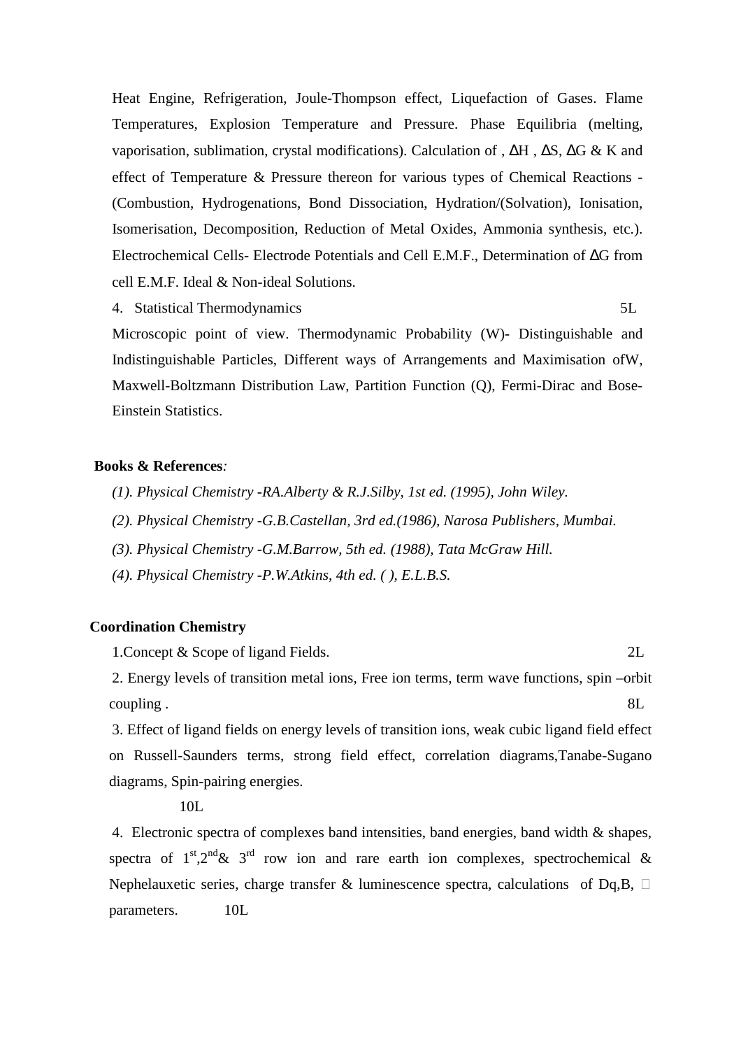Heat Engine, Refrigeration, Joule-Thompson effect, Liquefaction of Gases. Flame Temperatures, Explosion Temperature and Pressure. Phase Equilibria (melting, vaporisation, sublimation, crystal modifications). Calculation of , $\Delta$H , $\Delta$S, $\Delta$G & K and effect of Temperature & Pressure thereon for various types of Chemical Reactions - (Combustion, Hydrogenations, Bond Dissociation, Hydration/(Solvation), Ionisation, Isomerisation, Decomposition, Reduction of Metal Oxides, Ammonia synthesis, etc.). Electrochemical Cells- Electrode Potentials and Cell E.M.F., Determination of $\Delta$G from cell E.M.F. Ideal & Non-ideal Solutions.

4. Statistical Thermodynamics 5L

Microscopic point of view. Thermodynamic Probability (W)- Distinguishable and Indistinguishable Particles, Different ways of Arrangements and Maximisation ofW, Maxwell-Boltzmann Distribution Law, Partition Function (Q), Fermi-Dirac and Bose-Einstein Statistics.

**Books & References***:*

*(1). Physical Chemistry -RA.Alberty & R.J.Silby, 1st ed. (1995), John Wiley.*

*(2). Physical Chemistry -G.B.Castellan, 3rd ed.(1986), Narosa Publishers, Mumbai.*

*(3). Physical Chemistry -G.M.Barrow, 5th ed. (1988), Tata McGraw Hill.*

*(4). Physical Chemistry -P.W.Atkins, 4th ed. ( ), E.L.B.S.*

**Coordination Chemistry**

1.Concept & Scope of ligand Fields. 2L

2. Energy levels of transition metal ions, Free ion terms, term wave functions, spin –orbit coupling . 8L

3. Effect of ligand fields on energy levels of transition ions, weak cubic ligand field effect on Russell-Saunders terms, strong field effect, correlation diagrams,Tanabe-Sugano diagrams, Spin-pairing energies.

10L

4. Electronic spectra of complexes band intensities, band energies, band width & shapes, spectra of 1st,2nd& 3rd row ion and rare earth ion complexes, spectrochemical & Nephelauxetic series, charge transfer & luminescence spectra, calculations of Dq,B, □ parameters. 10L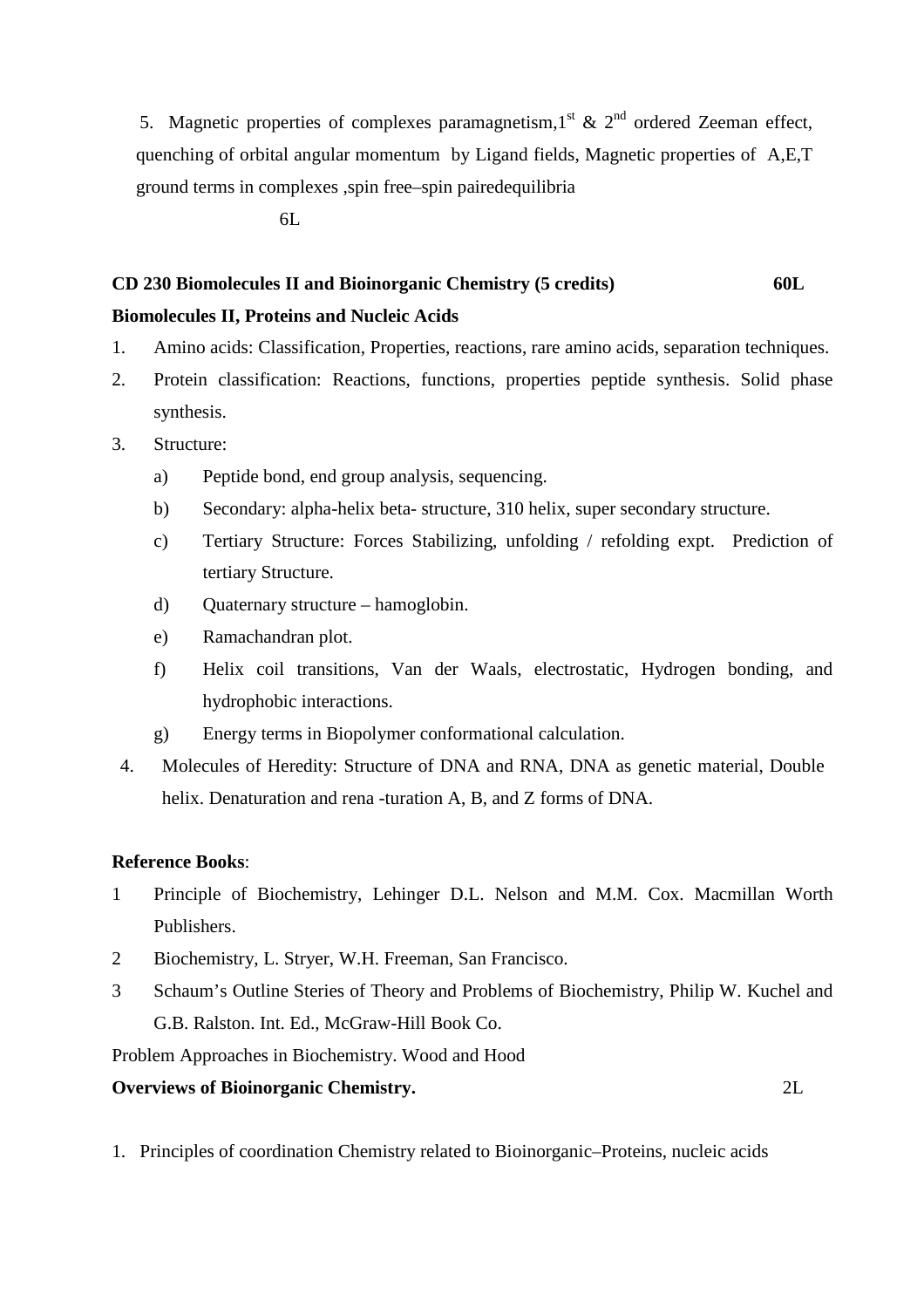5. Magnetic properties of complexes paramagnetism,1st & 2nd ordered Zeeman effect, quenching of orbital angular momentum by Ligand fields, Magnetic properties of A,E,T ground terms in complexes ,spin free–spin pairedequilibria

6L

**CD 230 Biomolecules II and Bioinorganic Chemistry (5 credits) 60L**

**Biomolecules II, Proteins and Nucleic Acids**

1. Amino acids: Classification, Properties, reactions, rare amino acids, separation techniques.
2. Protein classification: Reactions, functions, properties peptide synthesis. Solid phase synthesis.
3. Structure:
   a) Peptide bond, end group analysis, sequencing.
   b) Secondary: alpha-helix beta- structure, 310 helix, super secondary structure.
   c) Tertiary Structure: Forces Stabilizing, unfolding / refolding expt. Prediction of tertiary Structure.
   d) Quaternary structure – hamoglobin.
   e) Ramachandran plot.
   f) Helix coil transitions, Van der Waals, electrostatic, Hydrogen bonding, and hydrophobic interactions.
   g) Energy terms in Biopolymer conformational calculation.
4. Molecules of Heredity: Structure of DNA and RNA, DNA as genetic material, Double helix. Denaturation and rena -turation A, B, and Z forms of DNA.

**Reference Books**:

1. Principle of Biochemistry, Lehinger D.L. Nelson and M.M. Cox. Macmillan Worth Publishers.
2. Biochemistry, L. Stryer, W.H. Freeman, San Francisco.
3. Schaum's Outline Steries of Theory and Problems of Biochemistry, Philip W. Kuchel and G.B. Ralston. Int. Ed., McGraw-Hill Book Co.

Problem Approaches in Biochemistry. Wood and Hood

**Overviews of Bioinorganic Chemistry.** 2L

1. Principles of coordination Chemistry related to Bioinorganic–Proteins, nucleic acids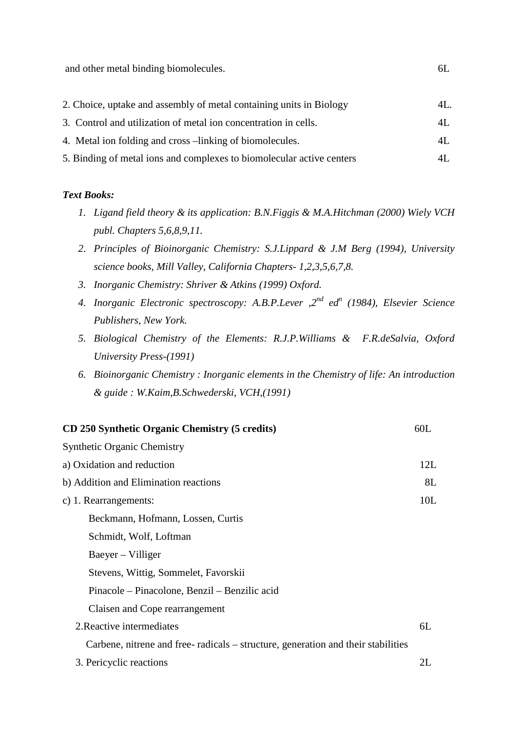and other metal binding biomolecules. 6L

2. Choice, uptake and assembly of metal containing units in Biology 4L.
3. Control and utilization of metal ion concentration in cells. 4L
4. Metal ion folding and cross –linking of biomolecules. 4L
5. Binding of metal ions and complexes to biomolecular active centers 4L

***Text Books:***

1. *Ligand field theory & its application: B.N.Figgis & M.A.Hitchman (2000) Wiely VCH publ. Chapters 5,6,8,9,11.*
2. *Principles of Bioinorganic Chemistry: S.J.Lippard & J.M Berg (1994), University science books, Mill Valley, California Chapters- 1,2,3,5,6,7,8.*
3. *Inorganic Chemistry: Shriver & Atkins (1999) Oxford.*
4. *Inorganic Electronic spectroscopy: A.B.P.Lever ,2nd edn (1984), Elsevier Science Publishers, New York.*
5. *Biological Chemistry of the Elements: R.J.P.Williams & F.R.deSalvia, Oxford University Press-(1991)*
6. *Bioinorganic Chemistry : Inorganic elements in the Chemistry of life: An introduction & guide : W.Kaim,B.Schwederski, VCH,(1991)*

**CD 250 Synthetic Organic Chemistry (5 credits)** 60L

Synthetic Organic Chemistry

a) Oxidation and reduction 12L

b) Addition and Elimination reactions 8L

c) 1. Rearrangements: 10L

Beckmann, Hofmann, Lossen, Curtis

Schmidt, Wolf, Loftman

Baeyer – Villiger

Stevens, Wittig, Sommelet, Favorskii

Pinacole – Pinacolone, Benzil – Benzilic acid

Claisen and Cope rearrangement

2. Reactive intermediates 6L

Carbene, nitrene and free- radicals – structure, generation and their stabilities

3. Pericyclic reactions 2L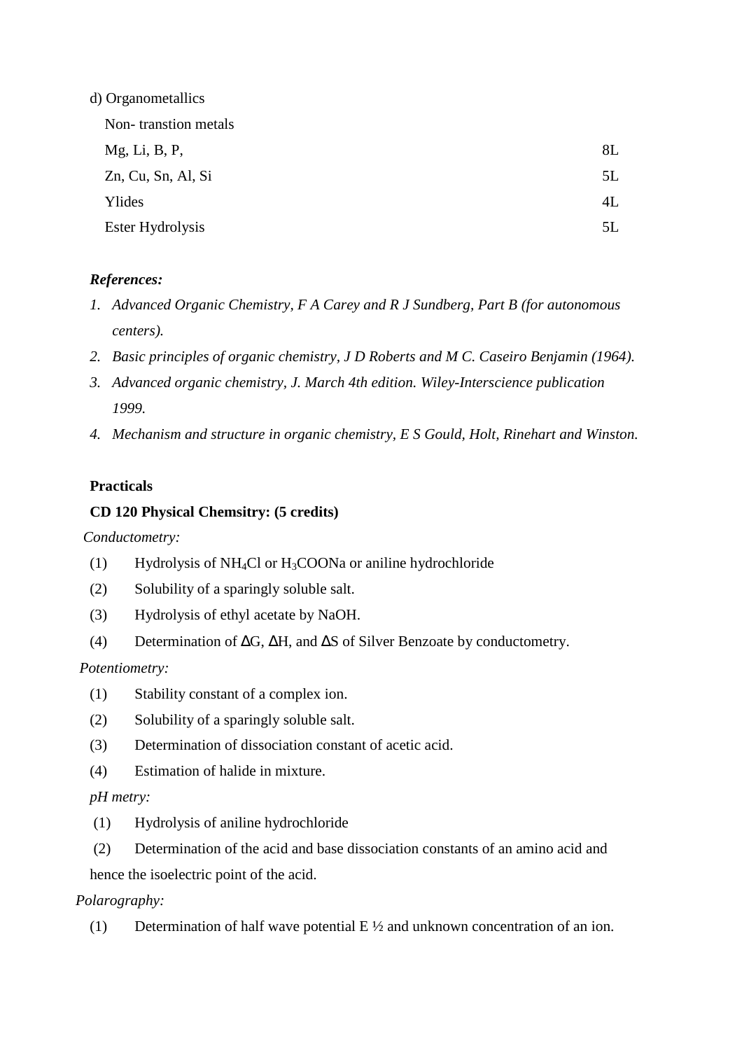d) Organometallics

Non- transtion metals

| | |
|---|---|
| Mg, Li, B, P, | 8L |
| Zn, Cu, Sn, Al, Si | 5L |
| Ylides | 4L |
| Ester Hydrolysis | 5L |

***References:***

1. *Advanced Organic Chemistry, F A Carey and R J Sundberg, Part B (for autonomous centers).*
2. *Basic principles of organic chemistry, J D Roberts and M C. Caseiro Benjamin (1964).*
3. *Advanced organic chemistry, J. March 4th edition. Wiley-Interscience publication 1999.*
4. *Mechanism and structure in organic chemistry, E S Gould, Holt, Rinehart and Winston.*

**Practicals**

**CD 120 Physical Chemsitry: (5 credits)**

*Conductometry:*

(1) Hydrolysis of $NH_4Cl$ or $H_3COONa$ or aniline hydrochloride

(2) Solubility of a sparingly soluble salt.

(3) Hydrolysis of ethyl acetate by NaOH.

(4) Determination of $\Delta G$, $\Delta H$, and $\Delta S$ of Silver Benzoate by conductometry.

*Potentiometry:*

(1) Stability constant of a complex ion.

(2) Solubility of a sparingly soluble salt.

(3) Determination of dissociation constant of acetic acid.

(4) Estimation of halide in mixture.

*pH metry:*

(1) Hydrolysis of aniline hydrochloride

(2) Determination of the acid and base dissociation constants of an amino acid and hence the isoelectric point of the acid.

*Polarography:*

(1) Determination of half wave potential $E_{1/2}$ and unknown concentration of an ion.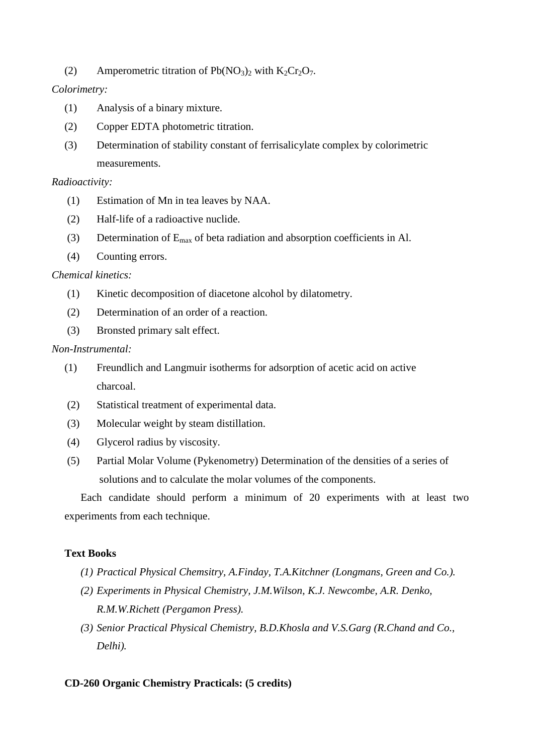(2) Amperometric titration of $Pb(NO_3)_2$ with $K_2Cr_2O_7$.

*Colorimetry:*

(1) Analysis of a binary mixture.

(2) Copper EDTA photometric titration.

(3) Determination of stability constant of ferrisalicylate complex by colorimetric measurements.

*Radioactivity:*

(1) Estimation of Mn in tea leaves by NAA.

(2) Half-life of a radioactive nuclide.

(3) Determination of $E_{max}$ of beta radiation and absorption coefficients in Al.

(4) Counting errors.

*Chemical kinetics:*

(1) Kinetic decomposition of diacetone alcohol by dilatometry.

(2) Determination of an order of a reaction.

(3) Bronsted primary salt effect.

*Non-Instrumental:*

(1) Freundlich and Langmuir isotherms for adsorption of acetic acid on active charcoal.

(2) Statistical treatment of experimental data.

(3) Molecular weight by steam distillation.

(4) Glycerol radius by viscosity.

(5) Partial Molar Volume (Pykenometry) Determination of the densities of a series of solutions and to calculate the molar volumes of the components.

Each candidate should perform a minimum of 20 experiments with at least two experiments from each technique.

**Text Books**

*(1) Practical Physical Chemsitry, A.Finday, T.A.Kitchner (Longmans, Green and Co.).*

*(2) Experiments in Physical Chemistry, J.M.Wilson, K.J. Newcombe, A.R. Denko, R.M.W.Richett (Pergamon Press).*

*(3) Senior Practical Physical Chemistry, B.D.Khosla and V.S.Garg (R.Chand and Co., Delhi).*

**CD-260 Organic Chemistry Practicals: (5 credits)**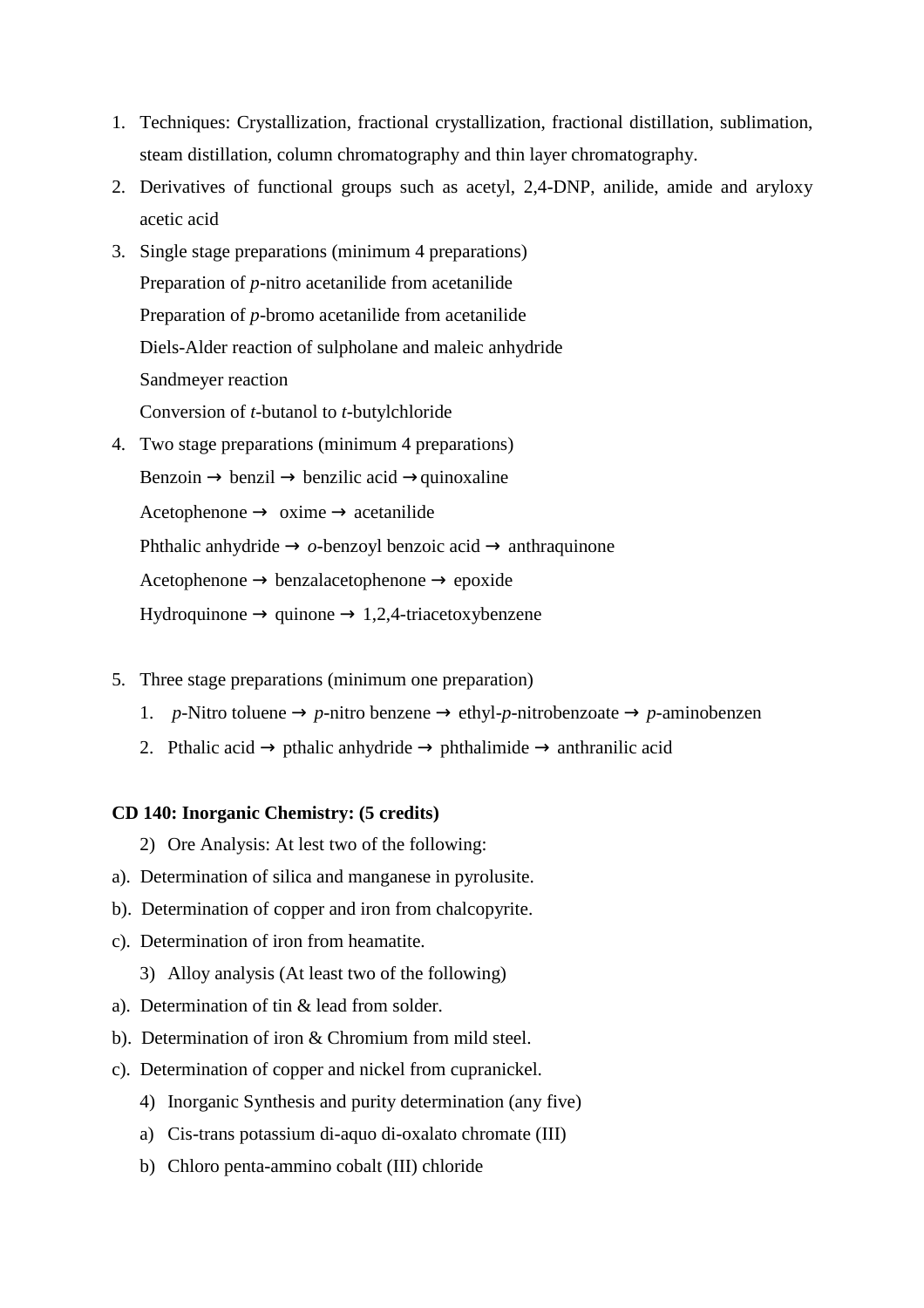1. Techniques: Crystallization, fractional crystallization, fractional distillation, sublimation, steam distillation, column chromatography and thin layer chromatography.
2. Derivatives of functional groups such as acetyl, 2,4-DNP, anilide, amide and aryloxy acetic acid
3. Single stage preparations (minimum 4 preparations)
   Preparation of *p*-nitro acetanilide from acetanilide
   Preparation of *p*-bromo acetanilide from acetanilide
   Diels-Alder reaction of sulpholane and maleic anhydride
   Sandmeyer reaction
   Conversion of *t*-butanol to *t*-butylchloride
4. Two stage preparations (minimum 4 preparations)
   Benzoin → benzil → benzilic acid →quinoxaline
   Acetophenone → oxime → acetanilide
   Phthalic anhydride → *o*-benzoyl benzoic acid → anthraquinone
   Acetophenone → benzalacetophenone → epoxide
   Hydroquinone → quinone → 1,2,4-triacetoxybenzene

5. Three stage preparations (minimum one preparation)
   1. *p*-Nitro toluene → *p*-nitro benzene → ethyl-*p*-nitrobenzoate → *p*-aminobenzen
   2. Pthalic acid → pthalic anhydride → phthalimide → anthranilic acid

**CD 140: Inorganic Chemistry: (5 credits)**

2) Ore Analysis: At lest two of the following:

a). Determination of silica and manganese in pyrolusite.

b). Determination of copper and iron from chalcopyrite.

c). Determination of iron from heamatite.

3) Alloy analysis (At least two of the following)

a). Determination of tin & lead from solder.

b). Determination of iron & Chromium from mild steel.

c). Determination of copper and nickel from cupranickel.

4) Inorganic Synthesis and purity determination (any five)

a) Cis-trans potassium di-aquo di-oxalato chromate (III)

b) Chloro penta-ammino cobalt (III) chloride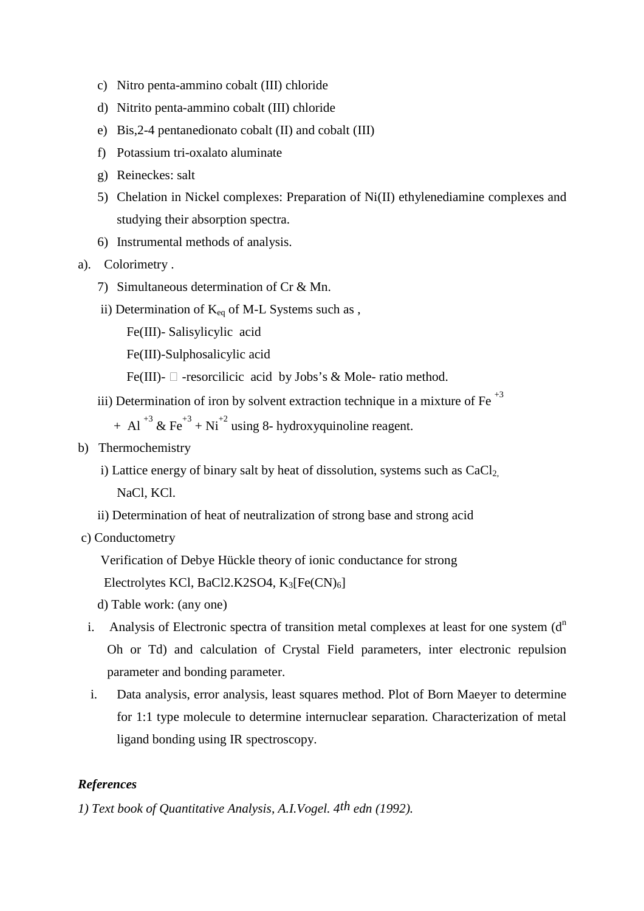c) Nitro penta-ammino cobalt (III) chloride

d) Nitrito penta-ammino cobalt (III) chloride

e) Bis,2-4 pentanedionato cobalt (II) and cobalt (III)

f) Potassium tri-oxalato aluminate

g) Reineckes: salt

5) Chelation in Nickel complexes: Preparation of Ni(II) ethylenediamine complexes and studying their absorption spectra.

6) Instrumental methods of analysis.

a). Colorimetry .

7) Simultaneous determination of Cr & Mn.

ii) Determination of $K_{eq}$ of M-L Systems such as ,

Fe(III)- Salisylicylic acid

Fe(III)-Sulphosalicylic acid

Fe(III)- -resorcilicic acid by Jobs's & Mole- ratio method.

iii) Determination of iron by solvent extraction technique in a mixture of $Fe^{+3}$ + $Al^{+3}$ & $Fe^{+3}$ + $Ni^{+2}$ using 8- hydroxyquinoline reagent.

b) Thermochemistry

i) Lattice energy of binary salt by heat of dissolution, systems such as $CaCl_2$, NaCl, KCl.

ii) Determination of heat of neutralization of strong base and strong acid

c) Conductometry

Verification of Debye Hückle theory of ionic conductance for strong Electrolytes KCl, BaCl2.K2SO4, $K_3[Fe(CN)_6]$

d) Table work: (any one)

i. Analysis of Electronic spectra of transition metal complexes at least for one system ($d^n$ Oh or Td) and calculation of Crystal Field parameters, inter electronic repulsion parameter and bonding parameter.

i. Data analysis, error analysis, least squares method. Plot of Born Maeyer to determine for 1:1 type molecule to determine internuclear separation. Characterization of metal ligand bonding using IR spectroscopy.

***References***

*1) Text book of Quantitative Analysis, A.I.Vogel. 4th edn (1992).*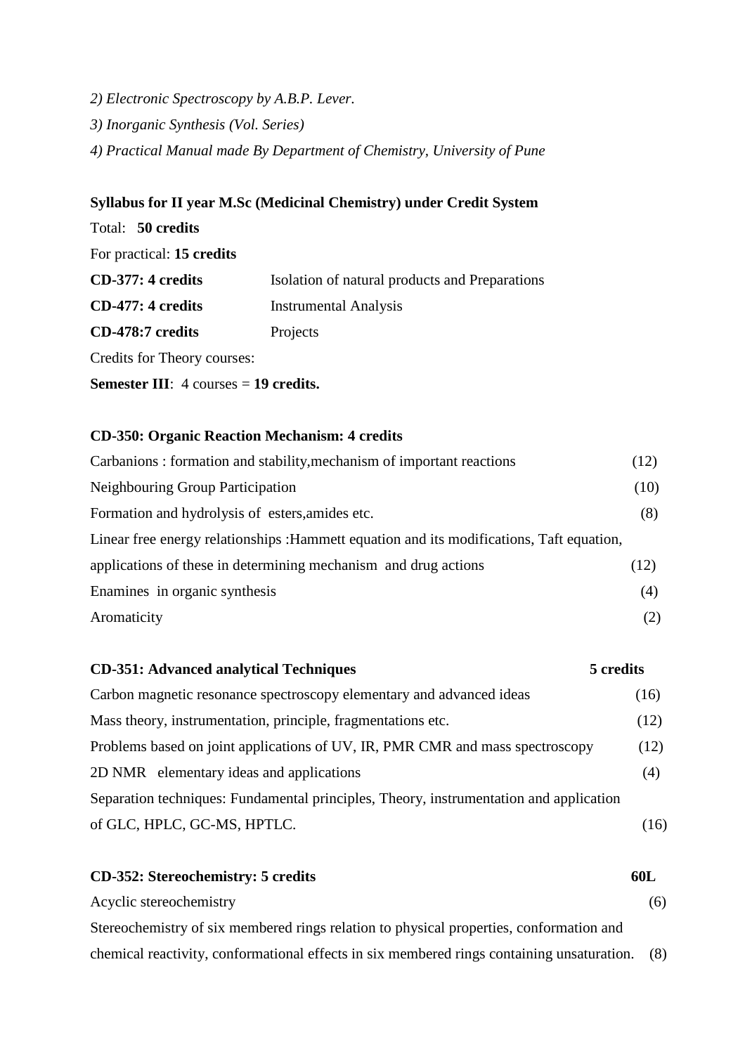*2) Electronic Spectroscopy by A.B.P. Lever.*

*3) Inorganic Synthesis (Vol. Series)*

*4) Practical Manual made By Department of Chemistry, University of Pune*

**Syllabus for II year M.Sc (Medicinal Chemistry) under Credit System**

Total: **50 credits**

For practical: **15 credits**

| | |
|---|---|
| **CD-377: 4 credits** | Isolation of natural products and Preparations |
| **CD-477: 4 credits** | Instrumental Analysis |
| **CD-478:7 credits** | Projects |

Credits for Theory courses:

**Semester III**: 4 courses = **19 credits.**

**CD-350: Organic Reaction Mechanism: 4 credits**

Carbanions : formation and stability,mechanism of important reactions (12)

Neighbouring Group Participation (10)

Formation and hydrolysis of esters,amides etc. (8)

Linear free energy relationships :Hammett equation and its modifications, Taft equation, applications of these in determining mechanism and drug actions (12)

Enamines in organic synthesis (4)

Aromaticity (2)

**CD-351: Advanced analytical Techniques** **5 credits**

Carbon magnetic resonance spectroscopy elementary and advanced ideas (16)

Mass theory, instrumentation, principle, fragmentations etc. (12)

Problems based on joint applications of UV, IR, PMR CMR and mass spectroscopy (12)

2D NMR elementary ideas and applications (4)

Separation techniques: Fundamental principles, Theory, instrumentation and application of GLC, HPLC, GC-MS, HPTLC. (16)

**CD-352: Stereochemistry: 5 credits** **60L**

Acyclic stereochemistry (6)

Stereochemistry of six membered rings relation to physical properties, conformation and chemical reactivity, conformational effects in six membered rings containing unsaturation. (8)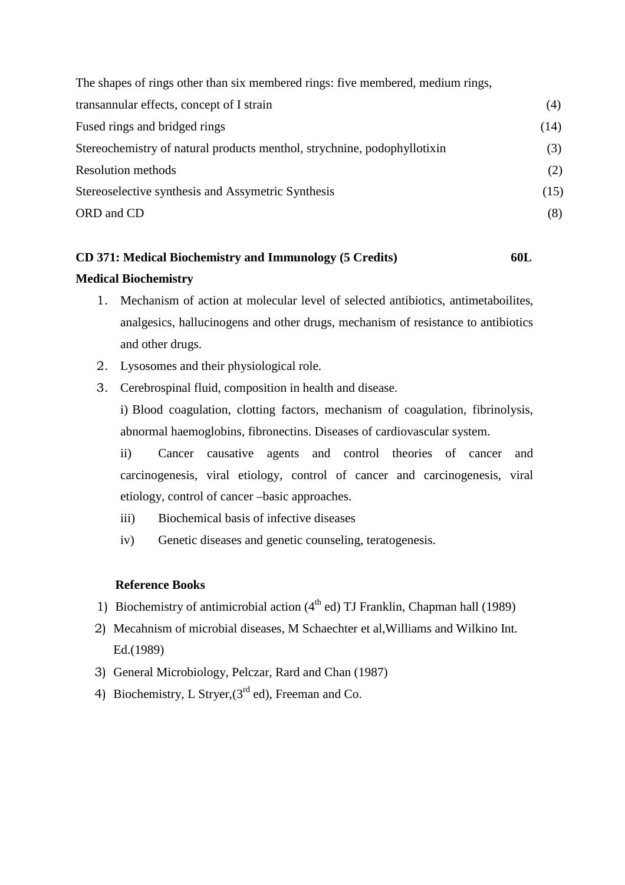The shapes of rings other than six membered rings: five membered, medium rings, transannular effects, concept of I strain (4)

Fused rings and bridged rings (14)

Stereochemistry of natural products menthol, strychnine, podophyllotixin (3)

Resolution methods (2)

Stereoselective synthesis and Assymetric Synthesis (15)

ORD and CD (8)

**CD 371: Medical Biochemistry and Immunology (5 Credits) 60L**

**Medical Biochemistry**

1. Mechanism of action at molecular level of selected antibiotics, antimetaboilites, analgesics, hallucinogens and other drugs, mechanism of resistance to antibiotics and other drugs.
2. Lysosomes and their physiological role.
3. Cerebrospinal fluid, composition in health and disease.

   i) Blood coagulation, clotting factors, mechanism of coagulation, fibrinolysis, abnormal haemoglobins, fibronectins. Diseases of cardiovascular system.

   ii) Cancer causative agents and control theories of cancer and carcinogenesis, viral etiology, control of cancer and carcinogenesis, viral etiology, control of cancer –basic approaches.

   iii) Biochemical basis of infective diseases

   iv) Genetic diseases and genetic counseling, teratogenesis.

**Reference Books**

1) Biochemistry of antimicrobial action (4th ed) TJ Franklin, Chapman hall (1989)
2) Mecahnism of microbial diseases, M Schaechter et al,Williams and Wilkino Int. Ed.(1989)
3) General Microbiology, Pelczar, Rard and Chan (1987)
4) Biochemistry, L Stryer,(3rd ed), Freeman and Co.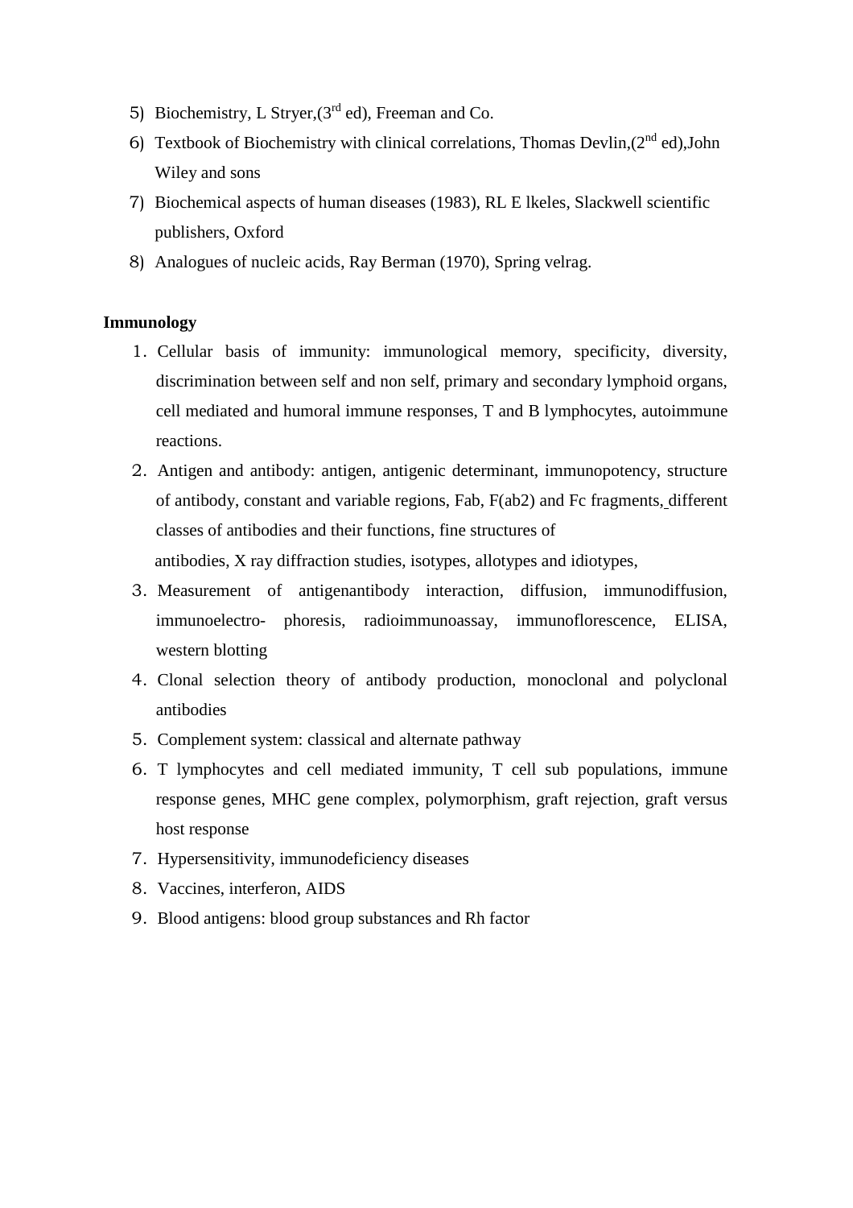5) Biochemistry, L Stryer,(3rd ed), Freeman and Co.
6) Textbook of Biochemistry with clinical correlations, Thomas Devlin,(2nd ed),John Wiley and sons
7) Biochemical aspects of human diseases (1983), RL E lkeles, Slackwell scientific publishers, Oxford
8) Analogues of nucleic acids, Ray Berman (1970), Spring velrag.

**Immunology**

1. Cellular basis of immunity: immunological memory, specificity, diversity, discrimination between self and non self, primary and secondary lymphoid organs, cell mediated and humoral immune responses, T and B lymphocytes, autoimmune reactions.
2. Antigen and antibody: antigen, antigenic determinant, immunopotency, structure of antibody, constant and variable regions, Fab, F(ab2) and Fc fragments, different classes of antibodies and their functions, fine structures of antibodies, X ray diffraction studies, isotypes, allotypes and idiotypes,
3. Measurement of antigenantibody interaction, diffusion, immunodiffusion, immunoelectro- phoresis, radioimmunoassay, immunoflorescence, ELISA, western blotting
4. Clonal selection theory of antibody production, monoclonal and polyclonal antibodies
5. Complement system: classical and alternate pathway
6. T lymphocytes and cell mediated immunity, T cell sub populations, immune response genes, MHC gene complex, polymorphism, graft rejection, graft versus host response
7. Hypersensitivity, immunodeficiency diseases
8. Vaccines, interferon, AIDS
9. Blood antigens: blood group substances and Rh factor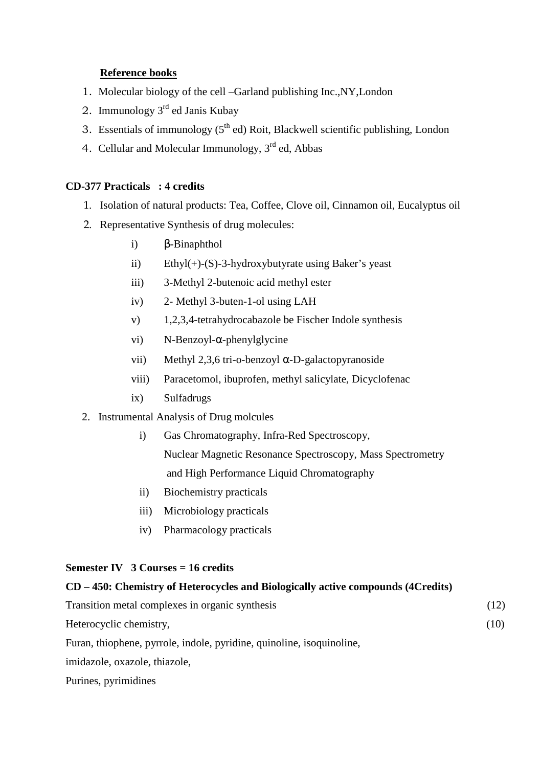**Reference books**

1. Molecular biology of the cell –Garland publishing Inc.,NY,London
2. Immunology 3rd ed Janis Kubay
3. Essentials of immunology (5th ed) Roit, Blackwell scientific publishing, London
4. Cellular and Molecular Immunology, 3rd ed, Abbas

**CD-377 Practicals : 4 credits**

1. Isolation of natural products: Tea, Coffee, Clove oil, Cinnamon oil, Eucalyptus oil
2. Representative Synthesis of drug molecules:
   - i) β-Binaphthol
   - ii) Ethyl(+)-(S)-3-hydroxybutyrate using Baker's yeast
   - iii) 3-Methyl 2-butenoic acid methyl ester
   - iv) 2- Methyl 3-buten-1-ol using LAH
   - v) 1,2,3,4-tetrahydrocabazole be Fischer Indole synthesis
   - vi) N-Benzoyl-α-phenylglycine
   - vii) Methyl 2,3,6 tri-o-benzoyl α-D-galactopyranoside
   - viii) Paracetomol, ibuprofen, methyl salicylate, Dicyclofenac
   - ix) Sulfadrugs
2. Instrumental Analysis of Drug molcules
   - i) Gas Chromatography, Infra-Red Spectroscopy, Nuclear Magnetic Resonance Spectroscopy, Mass Spectrometry and High Performance Liquid Chromatography
   - ii) Biochemistry practicals
   - iii) Microbiology practicals
   - iv) Pharmacology practicals

**Semester IV 3 Courses = 16 credits**

**CD – 450: Chemistry of Heterocycles and Biologically active compounds (4Credits)**

Transition metal complexes in organic synthesis (12)

Heterocyclic chemistry, (10)

Furan, thiophene, pyrrole, indole, pyridine, quinoline, isoquinoline,

imidazole, oxazole, thiazole,

Purines, pyrimidines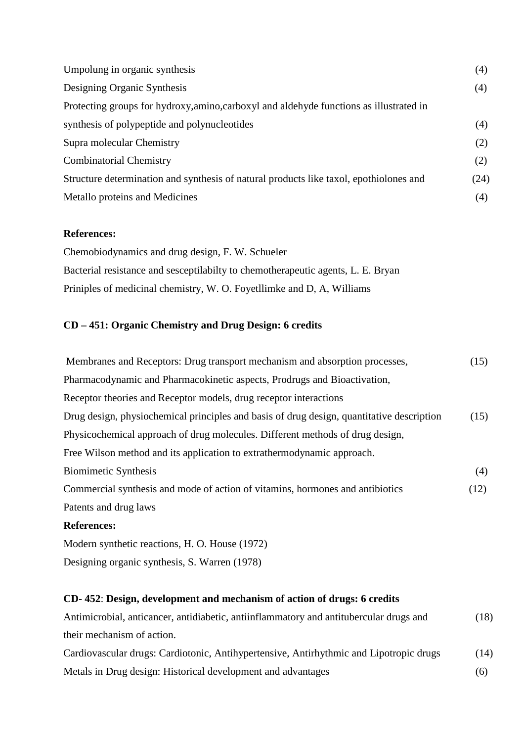Umpolung in organic synthesis (4)

Designing Organic Synthesis (4)

Protecting groups for hydroxy,amino,carboxyl and aldehyde functions as illustrated in synthesis of polypeptide and polynucleotides (4)

Supra molecular Chemistry (2)

Combinatorial Chemistry (2)

Structure determination and synthesis of natural products like taxol, epothiolones and (24)

Metallo proteins and Medicines (4)

**References:**

Chemobiodynamics and drug design, F. W. Schueler

Bacterial resistance and sesceptilabilty to chemotherapeutic agents, L. E. Bryan

Priniples of medicinal chemistry, W. O. Foyetllimke and D, A, Williams

**CD – 451: Organic Chemistry and Drug Design: 6 credits**

Membranes and Receptors: Drug transport mechanism and absorption processes, (15)
Pharmacodynamic and Pharmacokinetic aspects, Prodrugs and Bioactivation,
Receptor theories and Receptor models, drug receptor interactions

Drug design, physiochemical principles and basis of drug design, quantitative description (15)
Physicochemical approach of drug molecules. Different methods of drug design,
Free Wilson method and its application to extrathermodynamic approach.

Biomimetic Synthesis (4)

Commercial synthesis and mode of action of vitamins, hormones and antibiotics (12)

Patents and drug laws

**References:**

Modern synthetic reactions, H. O. House (1972)

Designing organic synthesis, S. Warren (1978)

**CD- 452**: **Design, development and mechanism of action of drugs: 6 credits**

Antimicrobial, anticancer, antidiabetic, antiinflammatory and antitubercular drugs and their mechanism of action. (18)

Cardiovascular drugs: Cardiotonic, Antihypertensive, Antirhythmic and Lipotropic drugs (14)

Metals in Drug design: Historical development and advantages (6)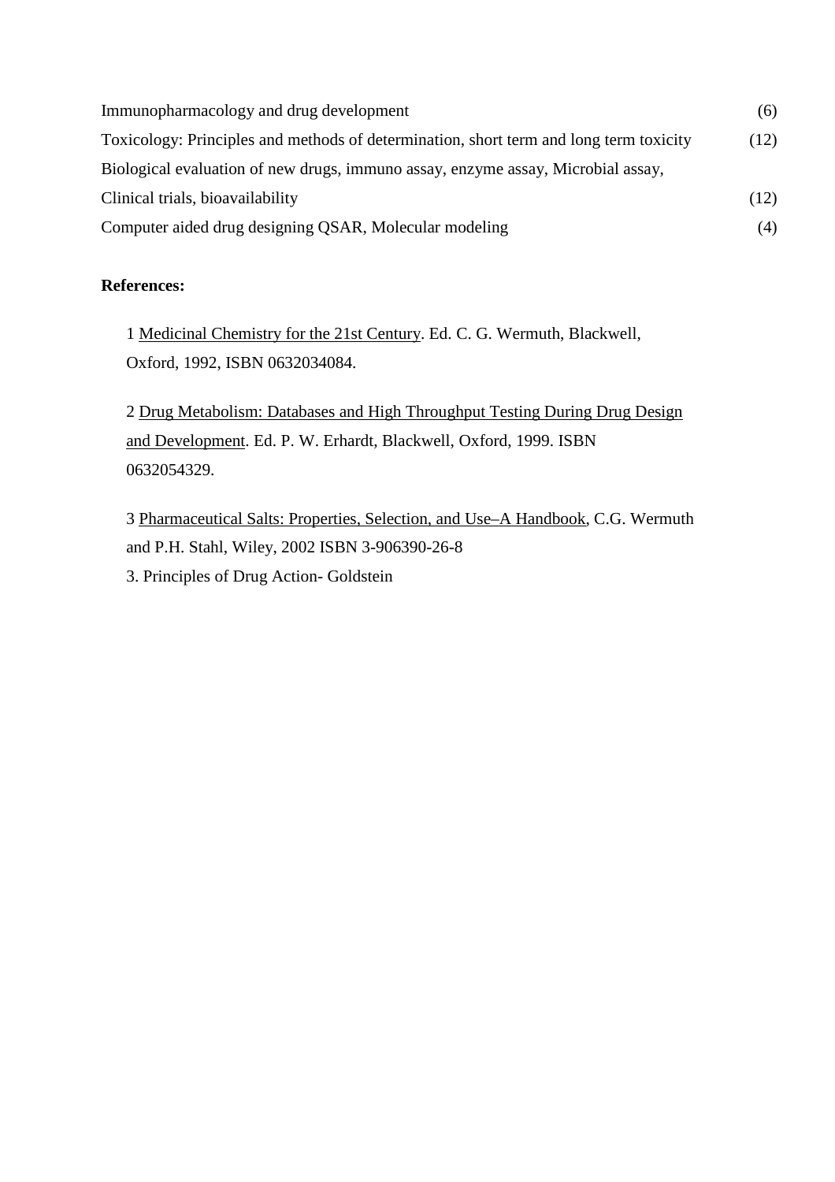Immunopharmacology and drug development (6)

Toxicology: Principles and methods of determination, short term and long term toxicity (12)

Biological evaluation of new drugs, immuno assay, enzyme assay, Microbial assay, Clinical trials, bioavailability (12)

Computer aided drug designing QSAR, Molecular modeling (4)

**References:**

1 <u>Medicinal Chemistry for the 21st Century</u>. Ed. C. G. Wermuth, Blackwell, Oxford, 1992, ISBN 0632034084.

2 <u>Drug Metabolism: Databases and High Throughput Testing During Drug Design and Development</u>. Ed. P. W. Erhardt, Blackwell, Oxford, 1999. ISBN 0632054329.

3 <u>Pharmaceutical Salts: Properties, Selection, and Use–A Handbook</u>, C.G. Wermuth and P.H. Stahl, Wiley, 2002 ISBN 3-906390-26-8

3. Principles of Drug Action- Goldstein